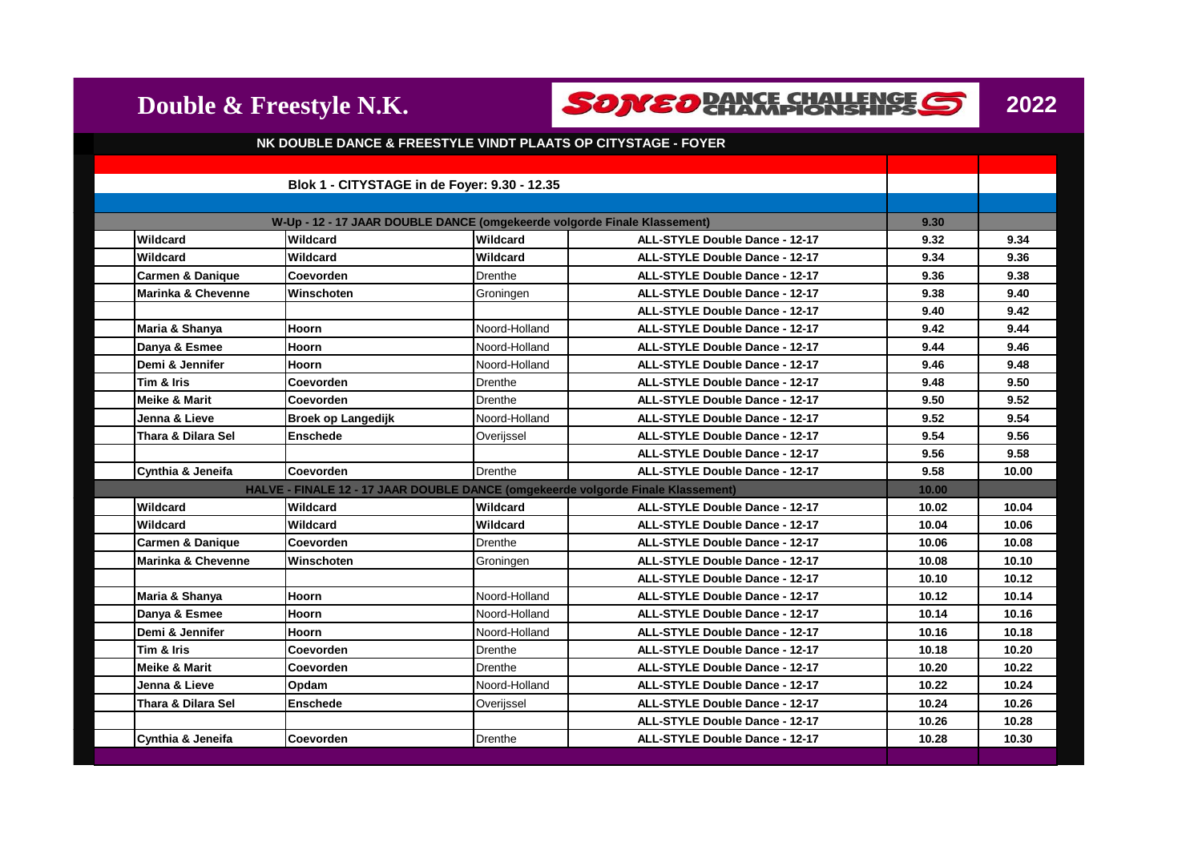# Double & Freestyle N.K.

SONEO DANCE CHALLENGE CHAMPIONSHIPS

2022

**NK DOUBLE DANCE & FREESTYLE VINDT PLAATS OP CITYSTAGE - FOYER**

**Blok 1 - CITYSTAGE in de Foyer: 9.30 - 12.35**

| | | | | | |
|---|---|---|---|---|---|
| **W-Up - 12 - 17 JAAR DOUBLE DANCE (omgekeerde volgorde Finale Klassement)** | | | | **9.30** | |
| **Wildcard** | **Wildcard** | **Wildcard** | **ALL-STYLE Double Dance - 12-17** | **9.32** | **9.34** |
| **Wildcard** | **Wildcard** | **Wildcard** | **ALL-STYLE Double Dance - 12-17** | **9.34** | **9.36** |
| **Carmen & Danique** | **Coevorden** | Drenthe | **ALL-STYLE Double Dance - 12-17** | **9.36** | **9.38** |
| **Marinka & Chevenne** | **Winschoten** | Groningen | **ALL-STYLE Double Dance - 12-17** | **9.38** | **9.40** |
| | | | **ALL-STYLE Double Dance - 12-17** | **9.40** | **9.42** |
| **Maria & Shanya** | **Hoorn** | Noord-Holland | **ALL-STYLE Double Dance - 12-17** | **9.42** | **9.44** |
| **Danya & Esmee** | **Hoorn** | Noord-Holland | **ALL-STYLE Double Dance - 12-17** | **9.44** | **9.46** |
| **Demi & Jennifer** | **Hoorn** | Noord-Holland | **ALL-STYLE Double Dance - 12-17** | **9.46** | **9.48** |
| **Tim & Iris** | **Coevorden** | Drenthe | **ALL-STYLE Double Dance - 12-17** | **9.48** | **9.50** |
| **Meike & Marit** | **Coevorden** | Drenthe | **ALL-STYLE Double Dance - 12-17** | **9.50** | **9.52** |
| **Jenna & Lieve** | **Broek op Langedijk** | Noord-Holland | **ALL-STYLE Double Dance - 12-17** | **9.52** | **9.54** |
| **Thara & Dilara Sel** | **Enschede** | Overijssel | **ALL-STYLE Double Dance - 12-17** | **9.54** | **9.56** |
| | | | **ALL-STYLE Double Dance - 12-17** | **9.56** | **9.58** |
| **Cynthia & Jeneifa** | **Coevorden** | Drenthe | **ALL-STYLE Double Dance - 12-17** | **9.58** | **10.00** |
| **HALVE - FINALE 12 - 17 JAAR DOUBLE DANCE (omgekeerde volgorde Finale Klassement)** | | | | **10.00** | |
| **Wildcard** | **Wildcard** | **Wildcard** | **ALL-STYLE Double Dance - 12-17** | **10.02** | **10.04** |
| **Wildcard** | **Wildcard** | **Wildcard** | **ALL-STYLE Double Dance - 12-17** | **10.04** | **10.06** |
| **Carmen & Danique** | **Coevorden** | Drenthe | **ALL-STYLE Double Dance - 12-17** | **10.06** | **10.08** |
| **Marinka & Chevenne** | **Winschoten** | Groningen | **ALL-STYLE Double Dance - 12-17** | **10.08** | **10.10** |
| | | | **ALL-STYLE Double Dance - 12-17** | **10.10** | **10.12** |
| **Maria & Shanya** | **Hoorn** | Noord-Holland | **ALL-STYLE Double Dance - 12-17** | **10.12** | **10.14** |
| **Danya & Esmee** | **Hoorn** | Noord-Holland | **ALL-STYLE Double Dance - 12-17** | **10.14** | **10.16** |
| **Demi & Jennifer** | **Hoorn** | Noord-Holland | **ALL-STYLE Double Dance - 12-17** | **10.16** | **10.18** |
| **Tim & Iris** | **Coevorden** | Drenthe | **ALL-STYLE Double Dance - 12-17** | **10.18** | **10.20** |
| **Meike & Marit** | **Coevorden** | Drenthe | **ALL-STYLE Double Dance - 12-17** | **10.20** | **10.22** |
| **Jenna & Lieve** | **Opdam** | Noord-Holland | **ALL-STYLE Double Dance - 12-17** | **10.22** | **10.24** |
| **Thara & Dilara Sel** | **Enschede** | Overijssel | **ALL-STYLE Double Dance - 12-17** | **10.24** | **10.26** |
| | | | **ALL-STYLE Double Dance - 12-17** | **10.26** | **10.28** |
| **Cynthia & Jeneifa** | **Coevorden** | Drenthe | **ALL-STYLE Double Dance - 12-17** | **10.28** | **10.30** |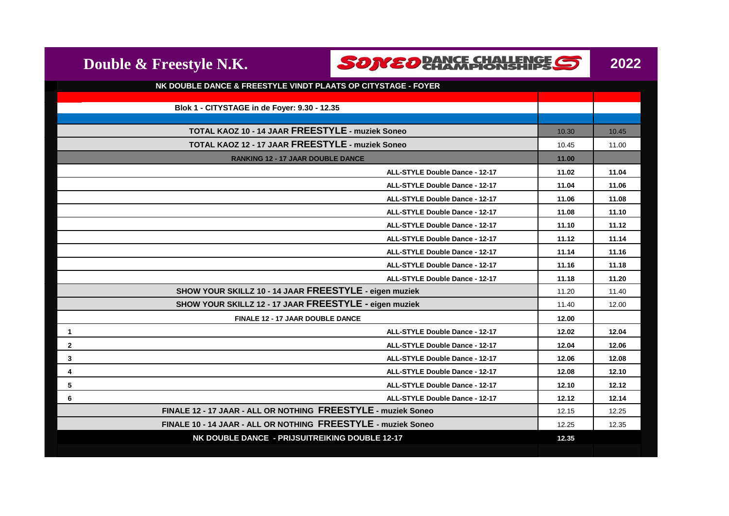# Double & Freestyle N.K.

SONEO DANCE CHALLENGE CHAMPIONSHIPS

2022

**NK DOUBLE DANCE & FREESTYLE VINDT PLAATS OP CITYSTAGE - FOYER**

| Blok 1 - CITYSTAGE in de Foyer: 9.30 - 12.35 | | | |
|---|---|---|---|
| TOTAL KAOZ 10 - 14 JAAR FREESTYLE - muziek Soneo | | 10.30 | 10.45 |
| TOTAL KAOZ 12 - 17 JAAR FREESTYLE - muziek Soneo | | 10.45 | 11.00 |
| RANKING 12 - 17 JAAR DOUBLE DANCE | | 11.00 | |
| | ALL-STYLE Double Dance - 12-17 | 11.02 | 11.04 |
| | ALL-STYLE Double Dance - 12-17 | 11.04 | 11.06 |
| | ALL-STYLE Double Dance - 12-17 | 11.06 | 11.08 |
| | ALL-STYLE Double Dance - 12-17 | 11.08 | 11.10 |
| | ALL-STYLE Double Dance - 12-17 | 11.10 | 11.12 |
| | ALL-STYLE Double Dance - 12-17 | 11.12 | 11.14 |
| | ALL-STYLE Double Dance - 12-17 | 11.14 | 11.16 |
| | ALL-STYLE Double Dance - 12-17 | 11.16 | 11.18 |
| | ALL-STYLE Double Dance - 12-17 | 11.18 | 11.20 |
| SHOW YOUR SKILLZ 10 - 14 JAAR FREESTYLE - eigen muziek | | 11.20 | 11.40 |
| SHOW YOUR SKILLZ 12 - 17 JAAR FREESTYLE - eigen muziek | | 11.40 | 12.00 |
| FINALE 12 - 17 JAAR DOUBLE DANCE | | 12.00 | |
| 1 | ALL-STYLE Double Dance - 12-17 | 12.02 | 12.04 |
| 2 | ALL-STYLE Double Dance - 12-17 | 12.04 | 12.06 |
| 3 | ALL-STYLE Double Dance - 12-17 | 12.06 | 12.08 |
| 4 | ALL-STYLE Double Dance - 12-17 | 12.08 | 12.10 |
| 5 | ALL-STYLE Double Dance - 12-17 | 12.10 | 12.12 |
| 6 | ALL-STYLE Double Dance - 12-17 | 12.12 | 12.14 |
| FINALE 12 - 17 JAAR - ALL OR NOTHING FREESTYLE - muziek Soneo | | 12.15 | 12.25 |
| FINALE 10 - 14 JAAR - ALL OR NOTHING FREESTYLE - muziek Soneo | | 12.25 | 12.35 |
| NK DOUBLE DANCE - PRIJSUITREIKING DOUBLE 12-17 | | 12.35 | |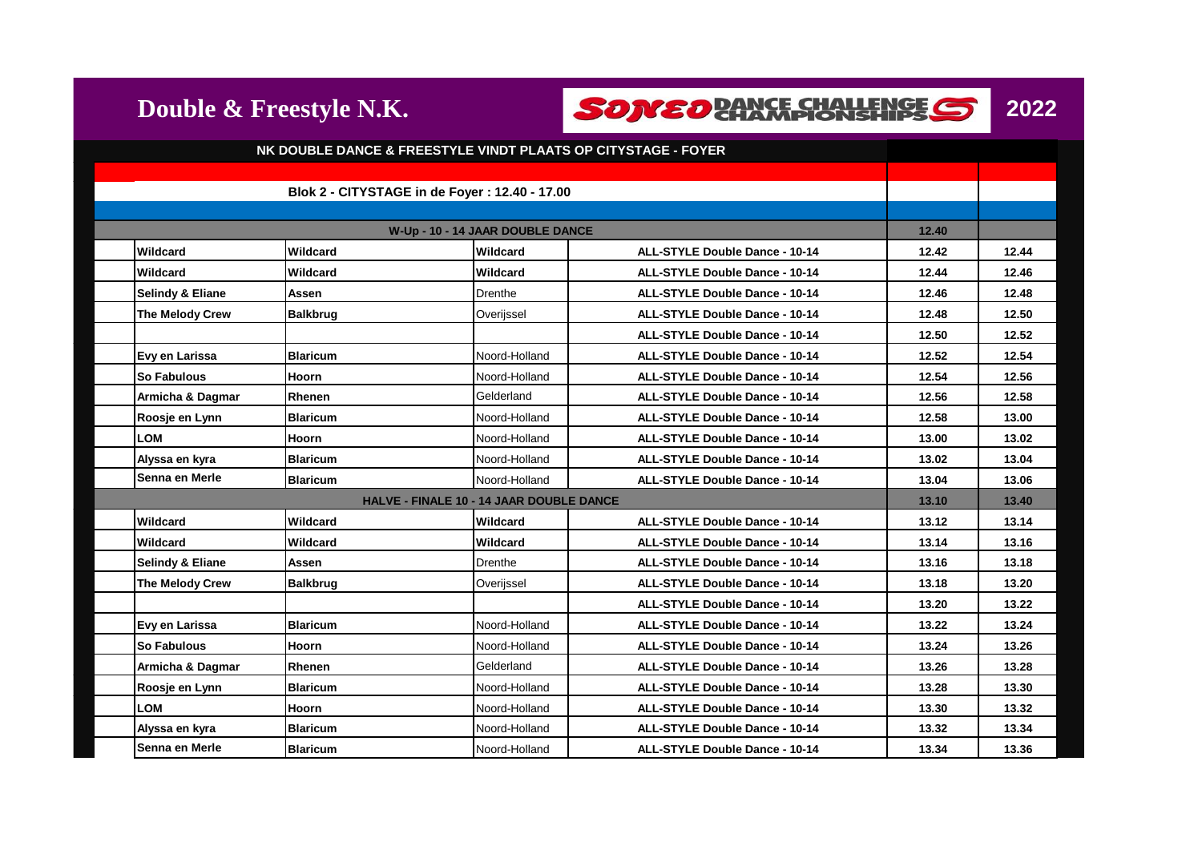# Double & Freestyle N.K.

**SONEO DANCE CHALLENGE CHAMPIONSHIPS** **2022**

**NK DOUBLE DANCE & FREESTYLE VINDT PLAATS OP CITYSTAGE - FOYER**

**Blok 2 - CITYSTAGE in de Foyer : 12.40 - 17.00**

| | | | | | |
|---|---|---|---|---|---|
| **W-Up - 10 - 14 JAAR DOUBLE DANCE** | | | | **12.40** | |
| **Wildcard** | **Wildcard** | **Wildcard** | **ALL-STYLE Double Dance - 10-14** | **12.42** | **12.44** |
| **Wildcard** | **Wildcard** | **Wildcard** | **ALL-STYLE Double Dance - 10-14** | **12.44** | **12.46** |
| **Selindy & Eliane** | **Assen** | Drenthe | **ALL-STYLE Double Dance - 10-14** | **12.46** | **12.48** |
| **The Melody Crew** | **Balkbrug** | Overijssel | **ALL-STYLE Double Dance - 10-14** | **12.48** | **12.50** |
| | | | **ALL-STYLE Double Dance - 10-14** | **12.50** | **12.52** |
| **Evy en Larissa** | **Blaricum** | Noord-Holland | **ALL-STYLE Double Dance - 10-14** | **12.52** | **12.54** |
| **So Fabulous** | **Hoorn** | Noord-Holland | **ALL-STYLE Double Dance - 10-14** | **12.54** | **12.56** |
| **Armicha & Dagmar** | **Rhenen** | Gelderland | **ALL-STYLE Double Dance - 10-14** | **12.56** | **12.58** |
| **Roosje en Lynn** | **Blaricum** | Noord-Holland | **ALL-STYLE Double Dance - 10-14** | **12.58** | **13.00** |
| **LOM** | **Hoorn** | Noord-Holland | **ALL-STYLE Double Dance - 10-14** | **13.00** | **13.02** |
| **Alyssa en kyra** | **Blaricum** | Noord-Holland | **ALL-STYLE Double Dance - 10-14** | **13.02** | **13.04** |
| **Senna en Merle** | **Blaricum** | Noord-Holland | **ALL-STYLE Double Dance - 10-14** | **13.04** | **13.06** |
| **HALVE - FINALE 10 - 14 JAAR DOUBLE DANCE** | | | | **13.10** | **13.40** |
| **Wildcard** | **Wildcard** | **Wildcard** | **ALL-STYLE Double Dance - 10-14** | **13.12** | **13.14** |
| **Wildcard** | **Wildcard** | **Wildcard** | **ALL-STYLE Double Dance - 10-14** | **13.14** | **13.16** |
| **Selindy & Eliane** | **Assen** | Drenthe | **ALL-STYLE Double Dance - 10-14** | **13.16** | **13.18** |
| **The Melody Crew** | **Balkbrug** | Overijssel | **ALL-STYLE Double Dance - 10-14** | **13.18** | **13.20** |
| | | | **ALL-STYLE Double Dance - 10-14** | **13.20** | **13.22** |
| **Evy en Larissa** | **Blaricum** | Noord-Holland | **ALL-STYLE Double Dance - 10-14** | **13.22** | **13.24** |
| **So Fabulous** | **Hoorn** | Noord-Holland | **ALL-STYLE Double Dance - 10-14** | **13.24** | **13.26** |
| **Armicha & Dagmar** | **Rhenen** | Gelderland | **ALL-STYLE Double Dance - 10-14** | **13.26** | **13.28** |
| **Roosje en Lynn** | **Blaricum** | Noord-Holland | **ALL-STYLE Double Dance - 10-14** | **13.28** | **13.30** |
| **LOM** | **Hoorn** | Noord-Holland | **ALL-STYLE Double Dance - 10-14** | **13.30** | **13.32** |
| **Alyssa en kyra** | **Blaricum** | Noord-Holland | **ALL-STYLE Double Dance - 10-14** | **13.32** | **13.34** |
| **Senna en Merle** | **Blaricum** | Noord-Holland | **ALL-STYLE Double Dance - 10-14** | **13.34** | **13.36** |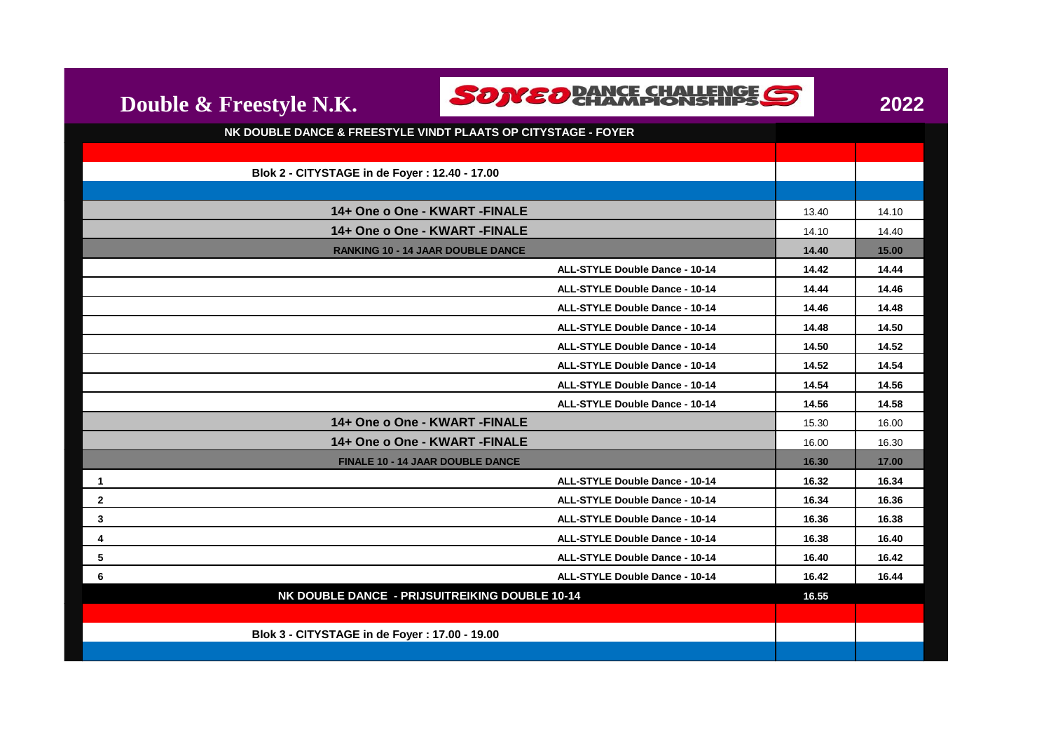# Double & Freestyle N.K.

SONEO DANCE CHALLENGE CHAMPIONSHIPS

**2022**

| NK DOUBLE DANCE & FREESTYLE VINDT PLAATS OP CITYSTAGE - FOYER | | | |
|---|---|---|---|
| | | | |
| **Blok 2 - CITYSTAGE in de Foyer : 12.40 - 17.00** | | | |
| | | | |
| **14+ One o One - KWART -FINALE** | | 13.40 | 14.10 |
| **14+ One o One - KWART -FINALE** | | 14.10 | 14.40 |
| **RANKING 10 - 14 JAAR DOUBLE DANCE** | | **14.40** | **15.00** |
| | **ALL-STYLE Double Dance - 10-14** | **14.42** | **14.44** |
| | **ALL-STYLE Double Dance - 10-14** | **14.44** | **14.46** |
| | **ALL-STYLE Double Dance - 10-14** | **14.46** | **14.48** |
| | **ALL-STYLE Double Dance - 10-14** | **14.48** | **14.50** |
| | **ALL-STYLE Double Dance - 10-14** | **14.50** | **14.52** |
| | **ALL-STYLE Double Dance - 10-14** | **14.52** | **14.54** |
| | **ALL-STYLE Double Dance - 10-14** | **14.54** | **14.56** |
| | **ALL-STYLE Double Dance - 10-14** | **14.56** | **14.58** |
| **14+ One o One - KWART -FINALE** | | 15.30 | 16.00 |
| **14+ One o One - KWART -FINALE** | | 16.00 | 16.30 |
| **FINALE 10 - 14 JAAR DOUBLE DANCE** | | **16.30** | **17.00** |
| **1** | **ALL-STYLE Double Dance - 10-14** | **16.32** | **16.34** |
| **2** | **ALL-STYLE Double Dance - 10-14** | **16.34** | **16.36** |
| **3** | **ALL-STYLE Double Dance - 10-14** | **16.36** | **16.38** |
| **4** | **ALL-STYLE Double Dance - 10-14** | **16.38** | **16.40** |
| **5** | **ALL-STYLE Double Dance - 10-14** | **16.40** | **16.42** |
| **6** | **ALL-STYLE Double Dance - 10-14** | **16.42** | **16.44** |
| **NK DOUBLE DANCE - PRIJSUITREIKING DOUBLE 10-14** | | **16.55** | |
| | | | |
| **Blok 3 - CITYSTAGE in de Foyer : 17.00 - 19.00** | | | |
| | | | |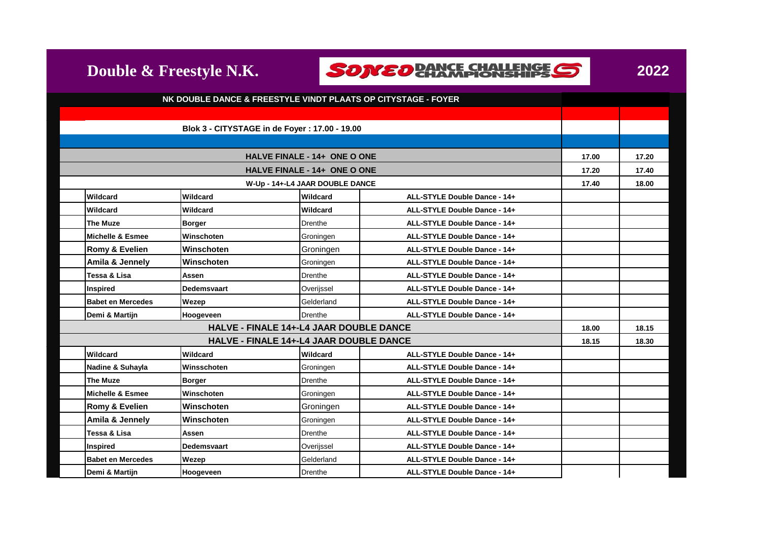# Double & Freestyle N.K.

SONEO DANCE CHALLENGE CHAMPIONSHIPS

**2022**

**NK DOUBLE DANCE & FREESTYLE VINDT PLAATS OP CITYSTAGE - FOYER**

**Blok 3 - CITYSTAGE in de Foyer : 17.00 - 19.00**

| | | | | | |
|---|---|---|---|---|---|
| **HALVE FINALE - 14+ ONE O ONE** | | | | **17.00** | **17.20** |
| **HALVE FINALE - 14+ ONE O ONE** | | | | **17.20** | **17.40** |
| **W-Up - 14+-L4 JAAR DOUBLE DANCE** | | | | **17.40** | **18.00** |
| **Wildcard** | **Wildcard** | **Wildcard** | **ALL-STYLE Double Dance - 14+** | | |
| **Wildcard** | **Wildcard** | **Wildcard** | **ALL-STYLE Double Dance - 14+** | | |
| **The Muze** | **Borger** | Drenthe | **ALL-STYLE Double Dance - 14+** | | |
| **Michelle & Esmee** | **Winschoten** | Groningen | **ALL-STYLE Double Dance - 14+** | | |
| **Romy & Evelien** | **Winschoten** | Groningen | **ALL-STYLE Double Dance - 14+** | | |
| **Amila & Jennely** | **Winschoten** | Groningen | **ALL-STYLE Double Dance - 14+** | | |
| **Tessa & Lisa** | **Assen** | Drenthe | **ALL-STYLE Double Dance - 14+** | | |
| **Inspired** | **Dedemsvaart** | Overijssel | **ALL-STYLE Double Dance - 14+** | | |
| **Babet en Mercedes** | **Wezep** | Gelderland | **ALL-STYLE Double Dance - 14+** | | |
| **Demi & Martijn** | **Hoogeveen** | Drenthe | **ALL-STYLE Double Dance - 14+** | | |
| **HALVE - FINALE 14+-L4 JAAR DOUBLE DANCE** | | | | **18.00** | **18.15** |
| **HALVE - FINALE 14+-L4 JAAR DOUBLE DANCE** | | | | **18.15** | **18.30** |
| **Wildcard** | **Wildcard** | **Wildcard** | **ALL-STYLE Double Dance - 14+** | | |
| **Nadine & Suhayla** | **Winsschoten** | Groningen | **ALL-STYLE Double Dance - 14+** | | |
| **The Muze** | **Borger** | Drenthe | **ALL-STYLE Double Dance - 14+** | | |
| **Michelle & Esmee** | **Winschoten** | Groningen | **ALL-STYLE Double Dance - 14+** | | |
| **Romy & Evelien** | **Winschoten** | Groningen | **ALL-STYLE Double Dance - 14+** | | |
| **Amila & Jennely** | **Winschoten** | Groningen | **ALL-STYLE Double Dance - 14+** | | |
| **Tessa & Lisa** | **Assen** | Drenthe | **ALL-STYLE Double Dance - 14+** | | |
| **Inspired** | **Dedemsvaart** | Overijssel | **ALL-STYLE Double Dance - 14+** | | |
| **Babet en Mercedes** | **Wezep** | Gelderland | **ALL-STYLE Double Dance - 14+** | | |
| **Demi & Martijn** | **Hoogeveen** | Drenthe | **ALL-STYLE Double Dance - 14+** | | |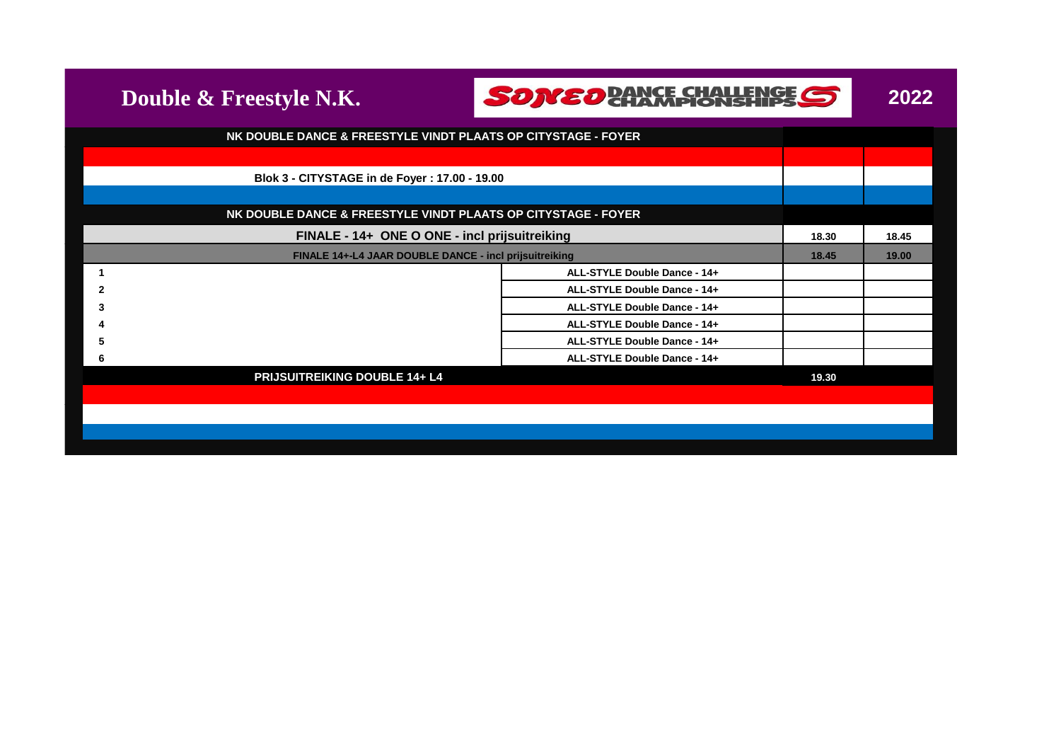# Double & Freestyle N.K.

SONEO DANCE CHALLENGE CHAMPIONSHIPS

2022

| | | | |
|---|---|---|---|
| NK DOUBLE DANCE & FREESTYLE VINDT PLAATS OP CITYSTAGE - FOYER | | | |
| Blok 3 - CITYSTAGE in de Foyer : 17.00 - 19.00 | | | |
| NK DOUBLE DANCE & FREESTYLE VINDT PLAATS OP CITYSTAGE - FOYER | | | |
| FINALE - 14+ ONE O ONE - incl prijsuitreiking | | 18.30 | 18.45 |
| FINALE 14+-L4 JAAR DOUBLE DANCE - incl prijsuitreiking | | 18.45 | 19.00 |
| 1 | ALL-STYLE Double Dance - 14+ | | |
| 2 | ALL-STYLE Double Dance - 14+ | | |
| 3 | ALL-STYLE Double Dance - 14+ | | |
| 4 | ALL-STYLE Double Dance - 14+ | | |
| 5 | ALL-STYLE Double Dance - 14+ | | |
| 6 | ALL-STYLE Double Dance - 14+ | | |
| PRIJSUITREIKING DOUBLE 14+ L4 | | 19.30 | |